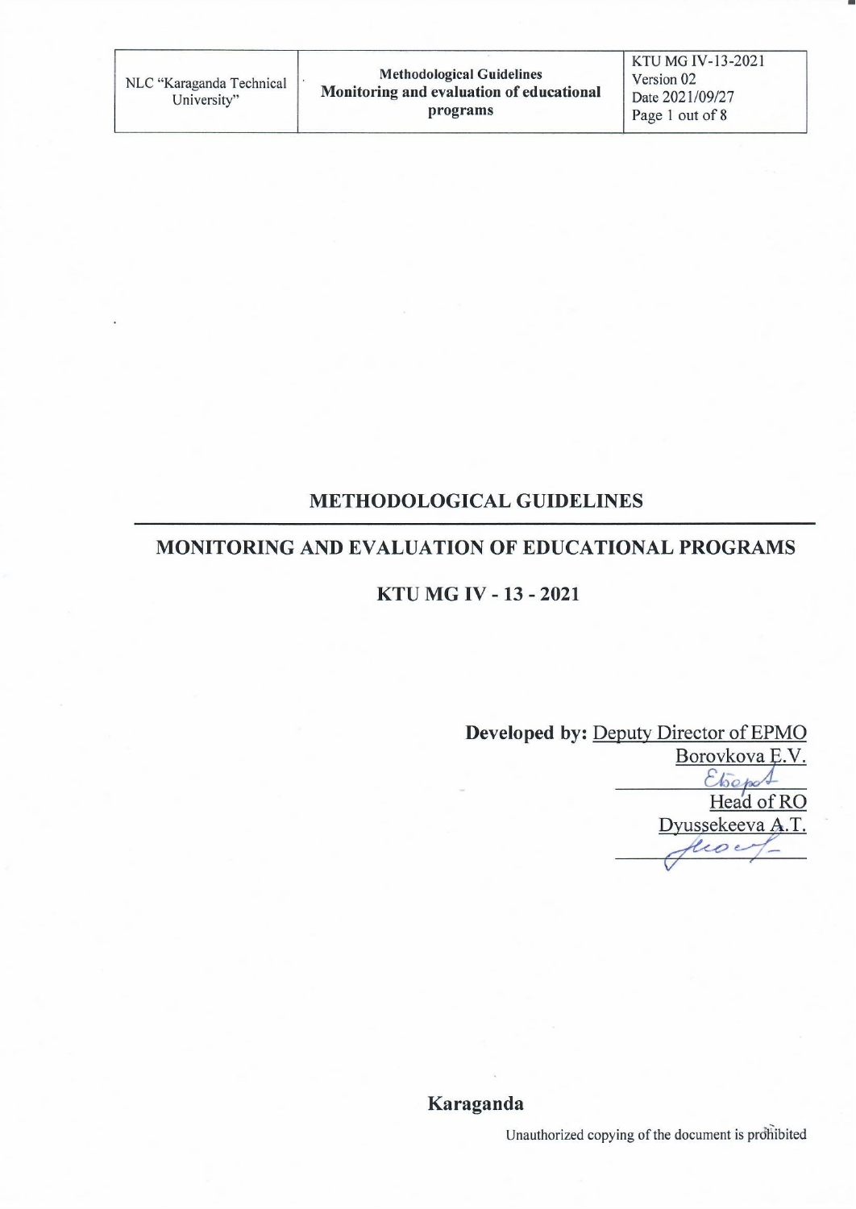# METHODOLOGICAL GUIDELINES

## MONITORING AND EVALUATION OF EDUCATIONAL PROGRAMS

### KTU MG IV - 13 - 2021

**Developed by:** Deputy Director of EPMO
Borovkova E.V.

Head of RO
Dyussekeeva A.T.

**Karaganda**

Unauthorized copying of the document is prohibited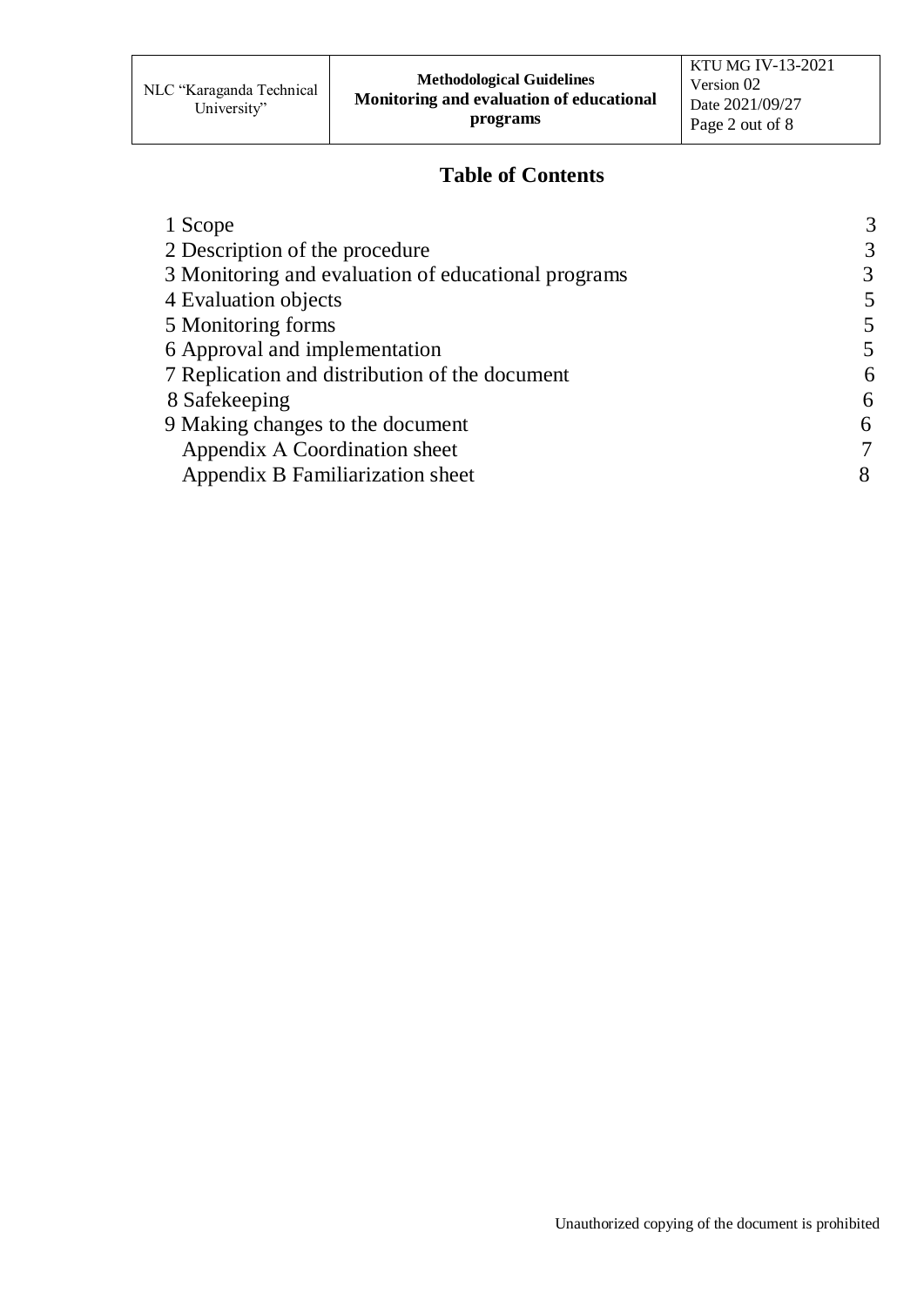## Table of Contents

| | |
|---|---|
| 1 Scope | 3 |
| 2 Description of the procedure | 3 |
| 3 Monitoring and evaluation of educational programs | 3 |
| 4 Evaluation objects | 5 |
| 5 Monitoring forms | 5 |
| 6 Approval and implementation | 5 |
| 7 Replication and distribution of the document | 6 |
| 8 Safekeeping | 6 |
| 9 Making changes to the document | 6 |
| Appendix A Coordination sheet | 7 |
| Appendix B Familiarization sheet | 8 |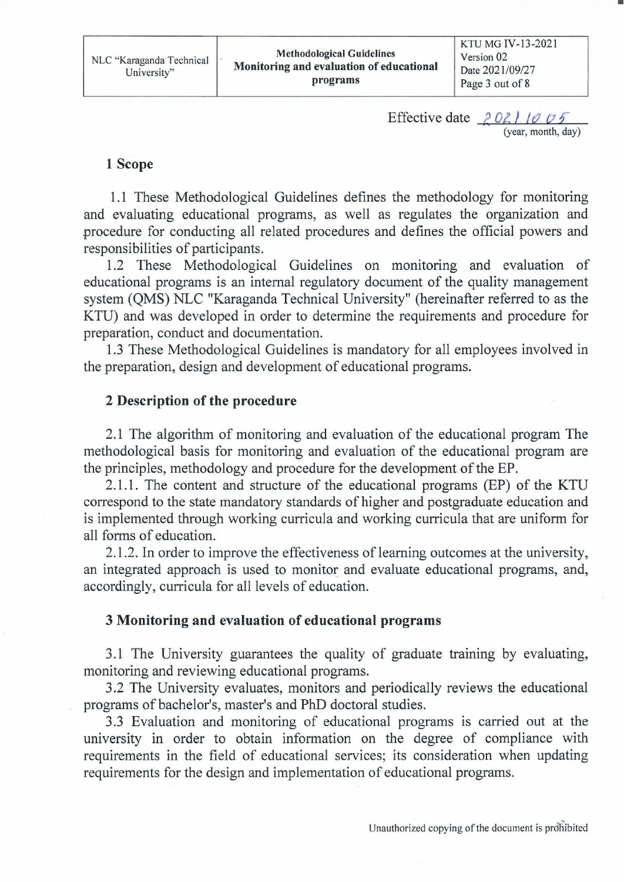Effective date 2021.10.05
(year, month, day)

## 1 Scope

1.1 These Methodological Guidelines defines the methodology for monitoring and evaluating educational programs, as well as regulates the organization and procedure for conducting all related procedures and defines the official powers and responsibilities of participants.

1.2 These Methodological Guidelines on monitoring and evaluation of educational programs is an internal regulatory document of the quality management system (QMS) NLC "Karaganda Technical University" (hereinafter referred to as the KTU) and was developed in order to determine the requirements and procedure for preparation, conduct and documentation.

1.3 These Methodological Guidelines is mandatory for all employees involved in the preparation, design and development of educational programs.

## 2 Description of the procedure

2.1 The algorithm of monitoring and evaluation of the educational program The methodological basis for monitoring and evaluation of the educational program are the principles, methodology and procedure for the development of the EP.

2.1.1. The content and structure of the educational programs (EP) of the KTU correspond to the state mandatory standards of higher and postgraduate education and is implemented through working curricula and working curricula that are uniform for all forms of education.

2.1.2. In order to improve the effectiveness of learning outcomes at the university, an integrated approach is used to monitor and evaluate educational programs, and, accordingly, curricula for all levels of education.

## 3 Monitoring and evaluation of educational programs

3.1 The University guarantees the quality of graduate training by evaluating, monitoring and reviewing educational programs.

3.2 The University evaluates, monitors and periodically reviews the educational programs of bachelor's, master's and PhD doctoral studies.

3.3 Evaluation and monitoring of educational programs is carried out at the university in order to obtain information on the degree of compliance with requirements in the field of educational services; its consideration when updating requirements for the design and implementation of educational programs.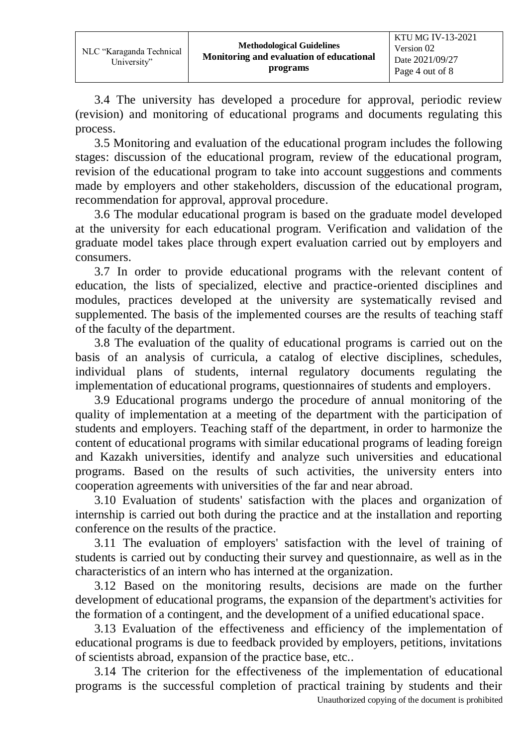3.4 The university has developed a procedure for approval, periodic review (revision) and monitoring of educational programs and documents regulating this process.

3.5 Monitoring and evaluation of the educational program includes the following stages: discussion of the educational program, review of the educational program, revision of the educational program to take into account suggestions and comments made by employers and other stakeholders, discussion of the educational program, recommendation for approval, approval procedure.

3.6 The modular educational program is based on the graduate model developed at the university for each educational program. Verification and validation of the graduate model takes place through expert evaluation carried out by employers and consumers.

3.7 In order to provide educational programs with the relevant content of education, the lists of specialized, elective and practice-oriented disciplines and modules, practices developed at the university are systematically revised and supplemented. The basis of the implemented courses are the results of teaching staff of the faculty of the department.

3.8 The evaluation of the quality of educational programs is carried out on the basis of an analysis of curricula, a catalog of elective disciplines, schedules, individual plans of students, internal regulatory documents regulating the implementation of educational programs, questionnaires of students and employers.

3.9 Educational programs undergo the procedure of annual monitoring of the quality of implementation at a meeting of the department with the participation of students and employers. Teaching staff of the department, in order to harmonize the content of educational programs with similar educational programs of leading foreign and Kazakh universities, identify and analyze such universities and educational programs. Based on the results of such activities, the university enters into cooperation agreements with universities of the far and near abroad.

3.10 Evaluation of students' satisfaction with the places and organization of internship is carried out both during the practice and at the installation and reporting conference on the results of the practice.

3.11 The evaluation of employers' satisfaction with the level of training of students is carried out by conducting their survey and questionnaire, as well as in the characteristics of an intern who has interned at the organization.

3.12 Based on the monitoring results, decisions are made on the further development of educational programs, the expansion of the department's activities for the formation of a contingent, and the development of a unified educational space.

3.13 Evaluation of the effectiveness and efficiency of the implementation of educational programs is due to feedback provided by employers, petitions, invitations of scientists abroad, expansion of the practice base, etc..

3.14 The criterion for the effectiveness of the implementation of educational programs is the successful completion of practical training by students and their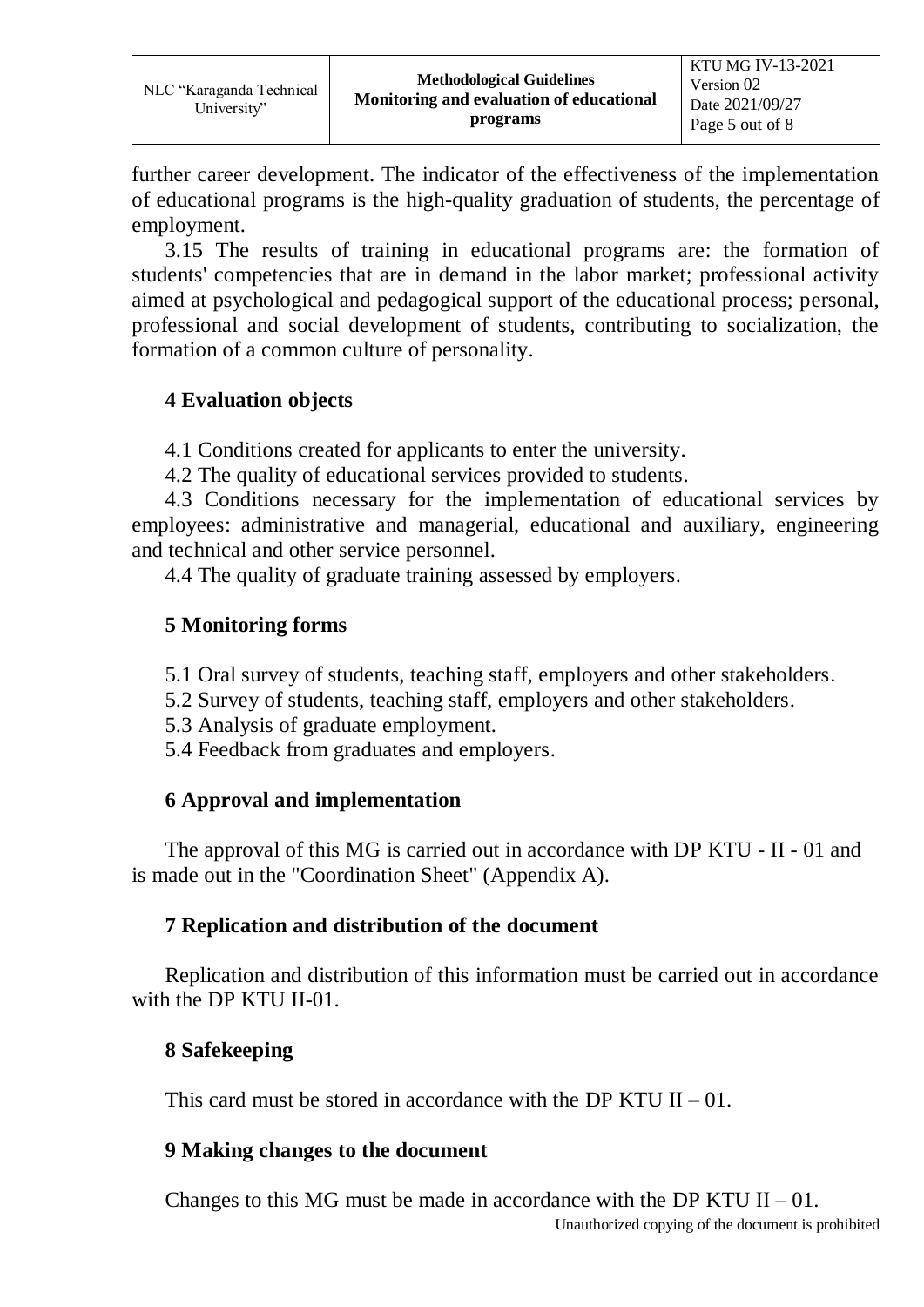further career development. The indicator of the effectiveness of the implementation of educational programs is the high-quality graduation of students, the percentage of employment.

3.15 The results of training in educational programs are: the formation of students' competencies that are in demand in the labor market; professional activity aimed at psychological and pedagogical support of the educational process; personal, professional and social development of students, contributing to socialization, the formation of a common culture of personality.

## 4 Evaluation objects

4.1 Conditions created for applicants to enter the university.

4.2 The quality of educational services provided to students.

4.3 Conditions necessary for the implementation of educational services by employees: administrative and managerial, educational and auxiliary, engineering and technical and other service personnel.

4.4 The quality of graduate training assessed by employers.

## 5 Monitoring forms

5.1 Oral survey of students, teaching staff, employers and other stakeholders.

5.2 Survey of students, teaching staff, employers and other stakeholders.

5.3 Analysis of graduate employment.

5.4 Feedback from graduates and employers.

## 6 Approval and implementation

The approval of this MG is carried out in accordance with DP KTU - II - 01 and is made out in the "Coordination Sheet" (Appendix A).

## 7 Replication and distribution of the document

Replication and distribution of this information must be carried out in accordance with the DP KTU II-01.

## 8 Safekeeping

This card must be stored in accordance with the DP KTU II – 01.

## 9 Making changes to the document

Changes to this MG must be made in accordance with the DP KTU II – 01.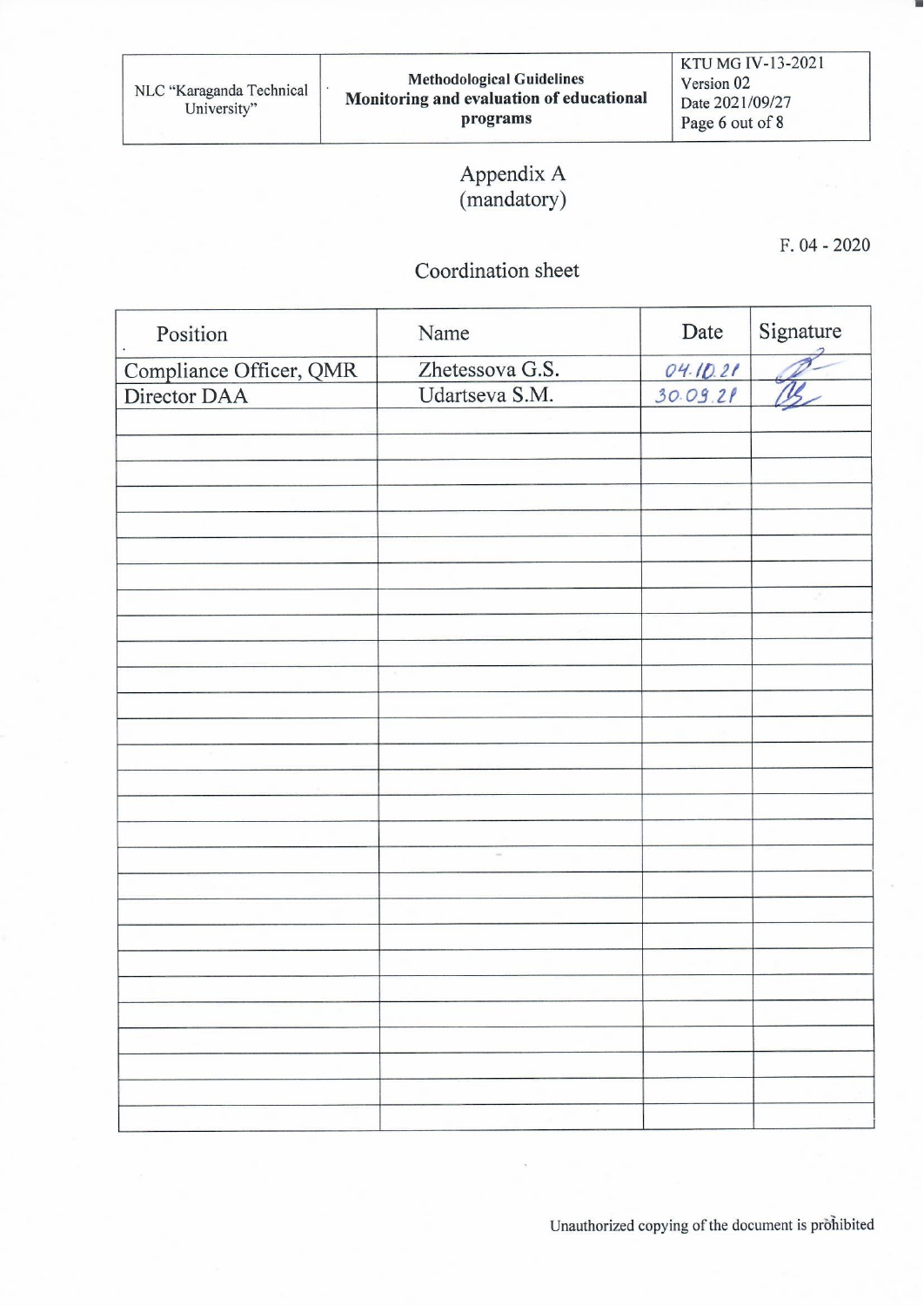# Appendix A
(mandatory)

F. 04 - 2020

## Coordination sheet

| Position | Name | Date | Signature |
|---|---|---|---|
| Compliance Officer, QMR | Zhetessova G.S. | 04.10.21 | |
| Director DAA | Udartseva S.M. | 30.09.21 | |
| | | | |
| | | | |
| | | | |
| | | | |
| | | | |
| | | | |
| | | | |
| | | | |
| | | | |
| | | | |
| | | | |
| | | | |
| | | | |
| | | | |
| | | | |
| | | | |
| | | | |
| | | | |
| | | | |
| | | | |
| | | | |
| | | | |
| | | | |
| | | | |
| | | | |
| | | | |
| | | | |
| | | | |
| | | | |

Unauthorized copying of the document is prohibited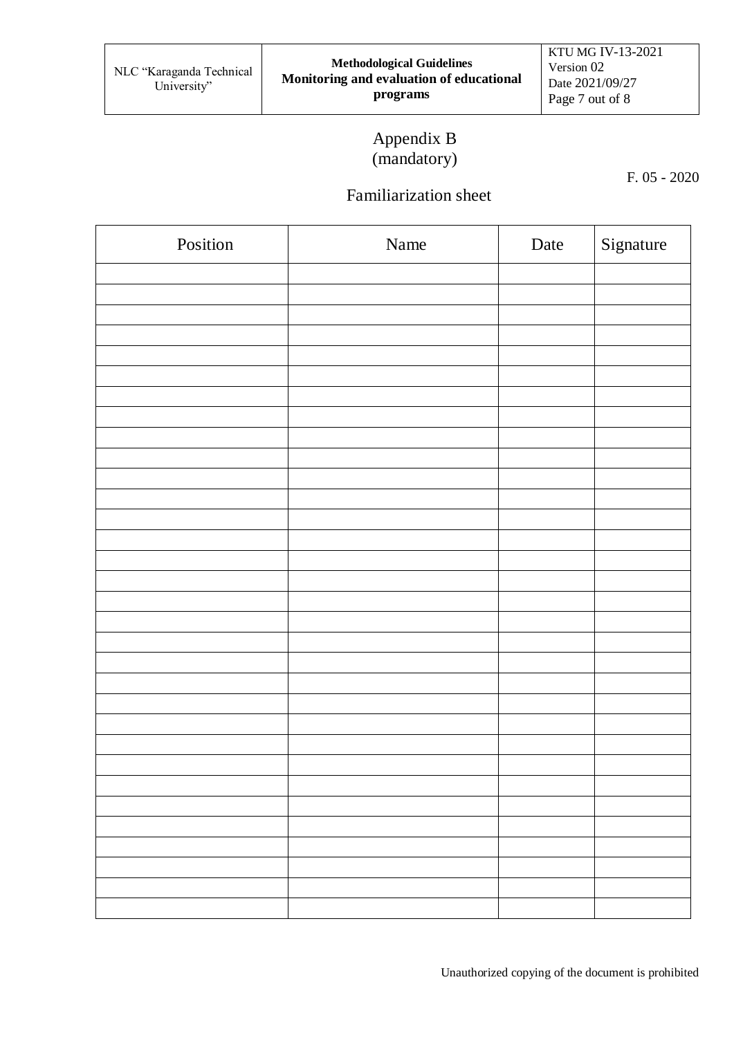Appendix B
(mandatory)

F. 05 - 2020

## Familiarization sheet

| Position | Name | Date | Signature |
|---|---|---|---|
| | | | |
| | | | |
| | | | |
| | | | |
| | | | |
| | | | |
| | | | |
| | | | |
| | | | |
| | | | |
| | | | |
| | | | |
| | | | |
| | | | |
| | | | |
| | | | |
| | | | |
| | | | |
| | | | |
| | | | |
| | | | |
| | | | |
| | | | |
| | | | |
| | | | |
| | | | |
| | | | |
| | | | |
| | | | |
| | | | |
| | | | |
| | | | |